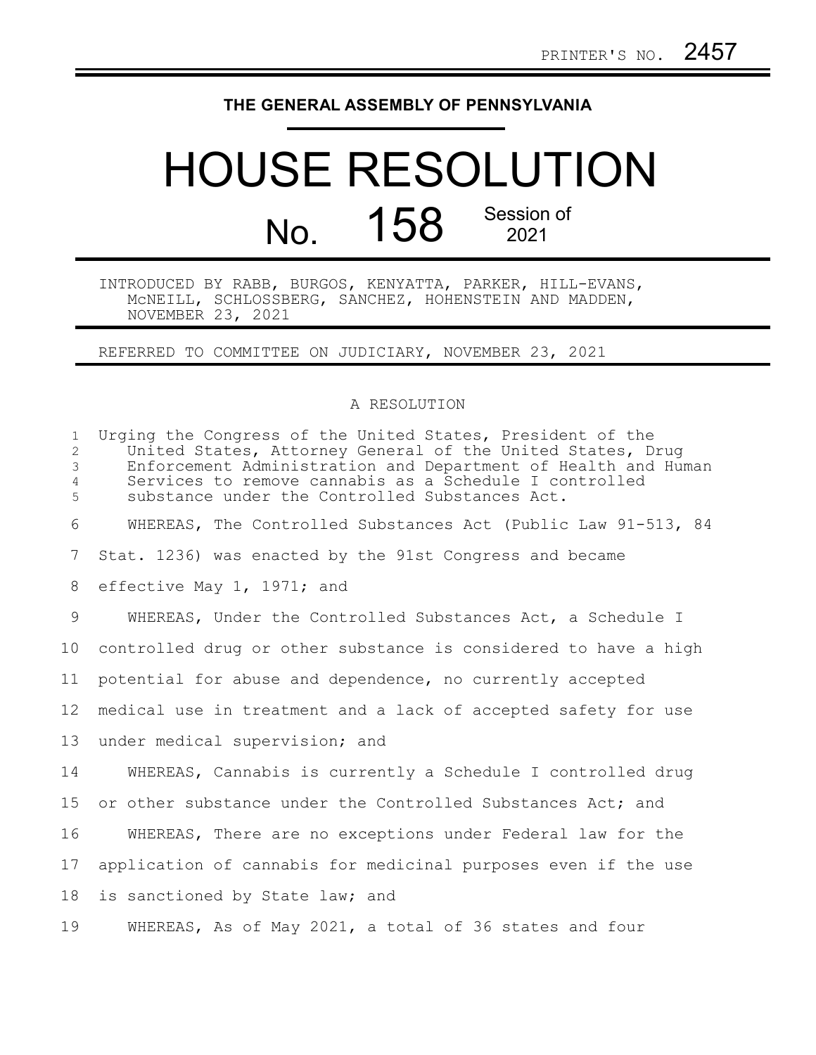PRINTER'S NO. 2457

**THE GENERAL ASSEMBLY OF PENNSYLVANIA**

# HOUSE RESOLUTION

## No. 158 Session of 2021

INTRODUCED BY RABB, BURGOS, KENYATTA, PARKER, HILL-EVANS, McNEILL, SCHLOSSBERG, SANCHEZ, HOHENSTEIN AND MADDEN, NOVEMBER 23, 2021

REFERRED TO COMMITTEE ON JUDICIARY, NOVEMBER 23, 2021

A RESOLUTION

Urging the Congress of the United States, President of the United States, Attorney General of the United States, Drug Enforcement Administration and Department of Health and Human Services to remove cannabis as a Schedule I controlled substance under the Controlled Substances Act.

WHEREAS, The Controlled Substances Act (Public Law 91-513, 84 Stat. 1236) was enacted by the 91st Congress and became effective May 1, 1971; and

WHEREAS, Under the Controlled Substances Act, a Schedule I controlled drug or other substance is considered to have a high potential for abuse and dependence, no currently accepted medical use in treatment and a lack of accepted safety for use under medical supervision; and

WHEREAS, Cannabis is currently a Schedule I controlled drug or other substance under the Controlled Substances Act; and

WHEREAS, There are no exceptions under Federal law for the application of cannabis for medicinal purposes even if the use is sanctioned by State law; and

WHEREAS, As of May 2021, a total of 36 states and four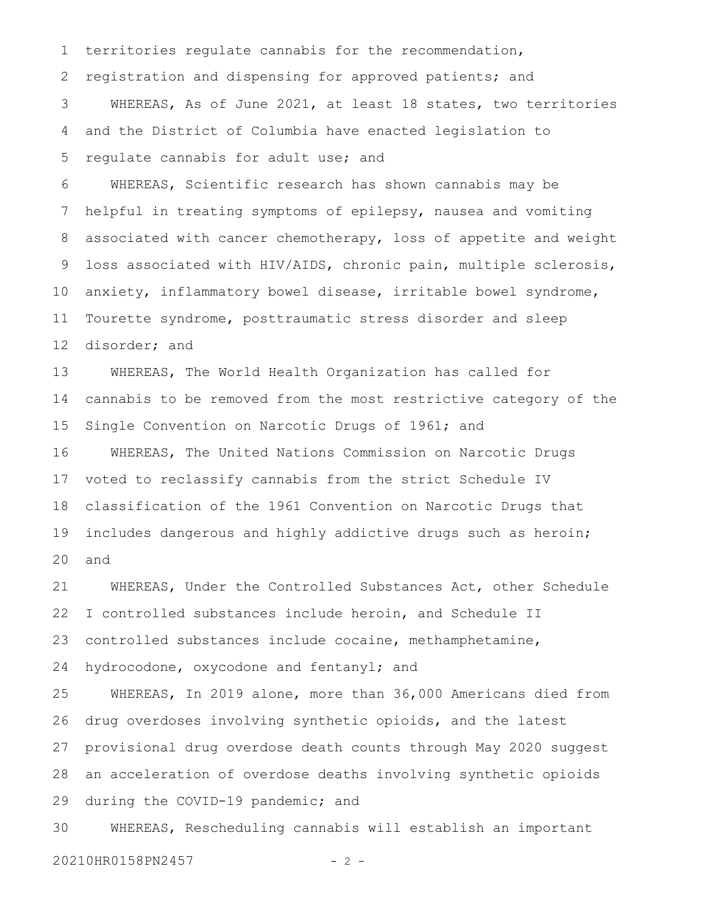territories regulate cannabis for the recommendation, registration and dispensing for approved patients; and

WHEREAS, As of June 2021, at least 18 states, two territories and the District of Columbia have enacted legislation to regulate cannabis for adult use; and

WHEREAS, Scientific research has shown cannabis may be helpful in treating symptoms of epilepsy, nausea and vomiting associated with cancer chemotherapy, loss of appetite and weight loss associated with HIV/AIDS, chronic pain, multiple sclerosis, anxiety, inflammatory bowel disease, irritable bowel syndrome, Tourette syndrome, posttraumatic stress disorder and sleep disorder; and

WHEREAS, The World Health Organization has called for cannabis to be removed from the most restrictive category of the Single Convention on Narcotic Drugs of 1961; and

WHEREAS, The United Nations Commission on Narcotic Drugs voted to reclassify cannabis from the strict Schedule IV classification of the 1961 Convention on Narcotic Drugs that includes dangerous and highly addictive drugs such as heroin; and

WHEREAS, Under the Controlled Substances Act, other Schedule I controlled substances include heroin, and Schedule II controlled substances include cocaine, methamphetamine, hydrocodone, oxycodone and fentanyl; and

WHEREAS, In 2019 alone, more than 36,000 Americans died from drug overdoses involving synthetic opioids, and the latest provisional drug overdose death counts through May 2020 suggest an acceleration of overdose deaths involving synthetic opioids during the COVID-19 pandemic; and

WHEREAS, Rescheduling cannabis will establish an important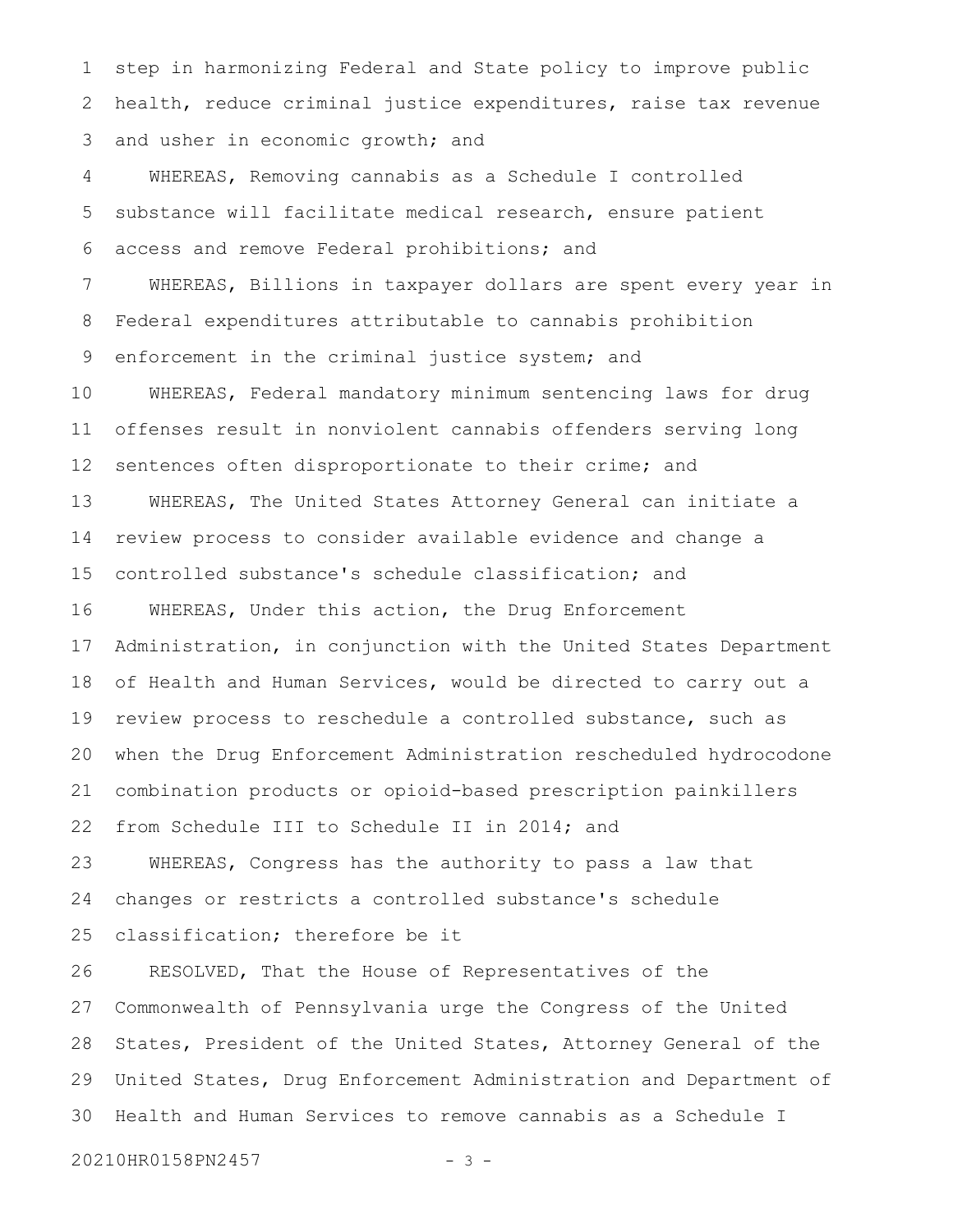step in harmonizing Federal and State policy to improve public health, reduce criminal justice expenditures, raise tax revenue and usher in economic growth; and

WHEREAS, Removing cannabis as a Schedule I controlled substance will facilitate medical research, ensure patient access and remove Federal prohibitions; and

WHEREAS, Billions in taxpayer dollars are spent every year in Federal expenditures attributable to cannabis prohibition enforcement in the criminal justice system; and

WHEREAS, Federal mandatory minimum sentencing laws for drug offenses result in nonviolent cannabis offenders serving long sentences often disproportionate to their crime; and

WHEREAS, The United States Attorney General can initiate a review process to consider available evidence and change a controlled substance's schedule classification; and

WHEREAS, Under this action, the Drug Enforcement Administration, in conjunction with the United States Department of Health and Human Services, would be directed to carry out a review process to reschedule a controlled substance, such as when the Drug Enforcement Administration rescheduled hydrocodone combination products or opioid-based prescription painkillers from Schedule III to Schedule II in 2014; and

WHEREAS, Congress has the authority to pass a law that changes or restricts a controlled substance's schedule classification; therefore be it

RESOLVED, That the House of Representatives of the Commonwealth of Pennsylvania urge the Congress of the United States, President of the United States, Attorney General of the United States, Drug Enforcement Administration and Department of Health and Human Services to remove cannabis as a Schedule I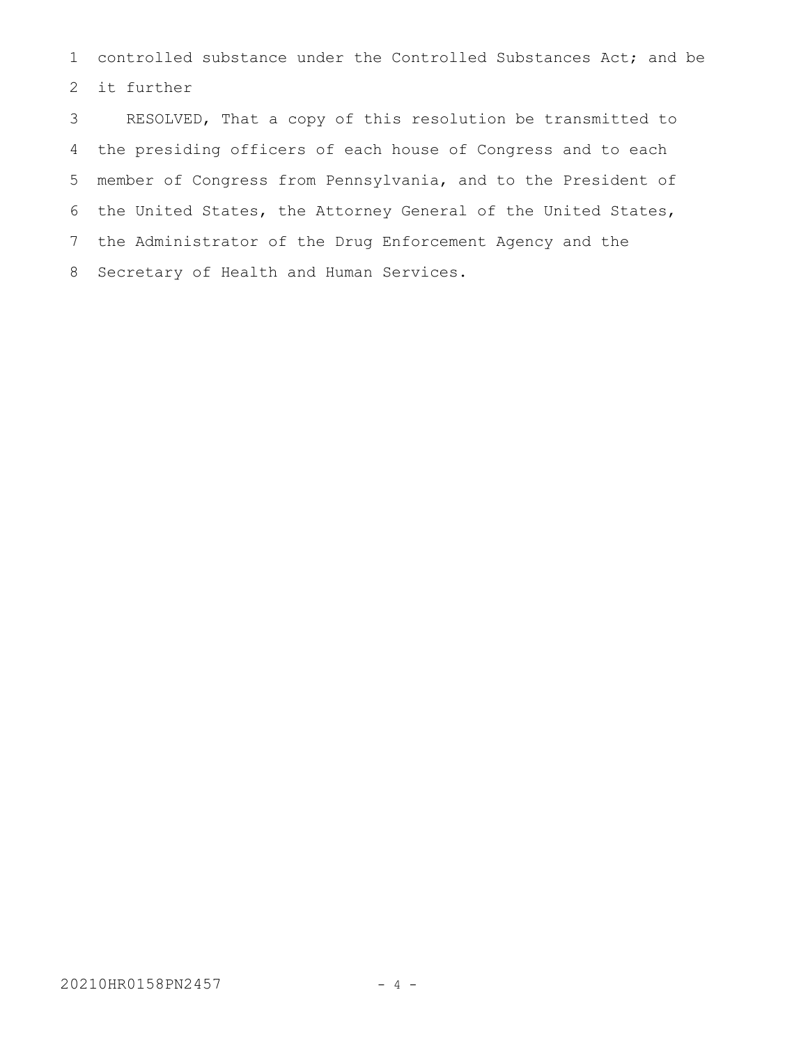controlled substance under the Controlled Substances Act; and be it further

RESOLVED, That a copy of this resolution be transmitted to the presiding officers of each house of Congress and to each member of Congress from Pennsylvania, and to the President of the United States, the Attorney General of the United States, the Administrator of the Drug Enforcement Agency and the Secretary of Health and Human Services.